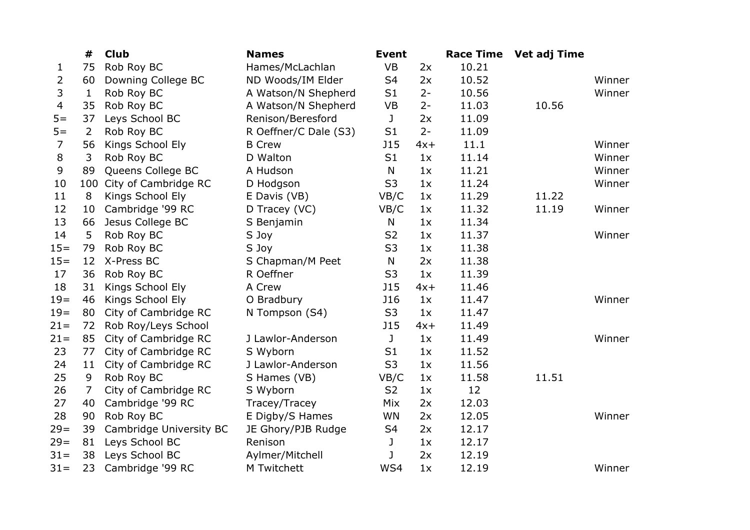|  | # | Club | Names | Event |  | Race Time | Vet adj Time |  |
|---|---|---|---|---|---|---|---|---|
| 1 | 75 | Rob Roy BC | Hames/McLachlan | VB | 2x | 10.21 |  |  |
| 2 | 60 | Downing College BC | ND Woods/IM Elder | S4 | 2x | 10.52 |  | Winner |
| 3 | 1 | Rob Roy BC | A Watson/N Shepherd | S1 | 2- | 10.56 |  | Winner |
| 4 | 35 | Rob Roy BC | A Watson/N Shepherd | VB | 2- | 11.03 | 10.56 |  |
| 5= | 37 | Leys School BC | Renison/Beresford | J | 2x | 11.09 |  |  |
| 5= | 2 | Rob Roy BC | R Oeffner/C Dale (S3) | S1 | 2- | 11.09 |  |  |
| 7 | 56 | Kings School Ely | B Crew | J15 | 4x+ | 11.1 |  | Winner |
| 8 | 3 | Rob Roy BC | D Walton | S1 | 1x | 11.14 |  | Winner |
| 9 | 89 | Queens College BC | A Hudson | N | 1x | 11.21 |  | Winner |
| 10 | 100 | City of Cambridge RC | D Hodgson | S3 | 1x | 11.24 |  | Winner |
| 11 | 8 | Kings School Ely | E Davis (VB) | VB/C | 1x | 11.29 | 11.22 |  |
| 12 | 10 | Cambridge '99 RC | D Tracey (VC) | VB/C | 1x | 11.32 | 11.19 | Winner |
| 13 | 66 | Jesus College BC | S Benjamin | N | 1x | 11.34 |  |  |
| 14 | 5 | Rob Roy BC | S Joy | S2 | 1x | 11.37 |  | Winner |
| 15= | 79 | Rob Roy BC | S Joy | S3 | 1x | 11.38 |  |  |
| 15= | 12 | X-Press BC | S Chapman/M Peet | N | 2x | 11.38 |  |  |
| 17 | 36 | Rob Roy BC | R Oeffner | S3 | 1x | 11.39 |  |  |
| 18 | 31 | Kings School Ely | A Crew | J15 | 4x+ | 11.46 |  |  |
| 19= | 46 | Kings School Ely | O Bradbury | J16 | 1x | 11.47 |  | Winner |
| 19= | 80 | City of Cambridge RC | N Tompson (S4) | S3 | 1x | 11.47 |  |  |
| 21= | 72 | Rob Roy/Leys School |  | J15 | 4x+ | 11.49 |  |  |
| 21= | 85 | City of Cambridge RC | J Lawlor-Anderson | J | 1x | 11.49 |  | Winner |
| 23 | 77 | City of Cambridge RC | S Wyborn | S1 | 1x | 11.52 |  |  |
| 24 | 11 | City of Cambridge RC | J Lawlor-Anderson | S3 | 1x | 11.56 |  |  |
| 25 | 9 | Rob Roy BC | S Hames (VB) | VB/C | 1x | 11.58 | 11.51 |  |
| 26 | 7 | City of Cambridge RC | S Wyborn | S2 | 1x | 12 |  |  |
| 27 | 40 | Cambridge '99 RC | Tracey/Tracey | Mix | 2x | 12.03 |  |  |
| 28 | 90 | Rob Roy BC | E Digby/S Hames | WN | 2x | 12.05 |  | Winner |
| 29= | 39 | Cambridge University BC | JE Ghory/PJB Rudge | S4 | 2x | 12.17 |  |  |
| 29= | 81 | Leys School BC | Renison | J | 1x | 12.17 |  |  |
| 31= | 38 | Leys School BC | Aylmer/Mitchell | J | 2x | 12.19 |  |  |
| 31= | 23 | Cambridge '99 RC | M Twitchett | WS4 | 1x | 12.19 |  | Winner |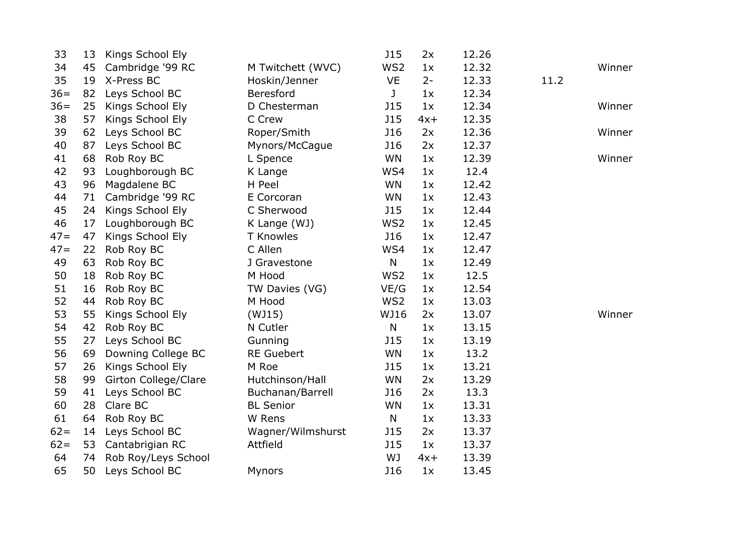| | | | | | | | | |
|---|---|---|---|---|---|---|---|---|
| 33 | 13 | Kings School Ely | | J15 | 2x | 12.26 | | |
| 34 | 45 | Cambridge '99 RC | M Twitchett (WVC) | WS2 | 1x | 12.32 | | Winner |
| 35 | 19 | X-Press BC | Hoskin/Jenner | VE | 2- | 12.33 | 11.2 | |
| 36= | 82 | Leys School BC | Beresford | J | 1x | 12.34 | | |
| 36= | 25 | Kings School Ely | D Chesterman | J15 | 1x | 12.34 | | Winner |
| 38 | 57 | Kings School Ely | C Crew | J15 | 4x+ | 12.35 | | |
| 39 | 62 | Leys School BC | Roper/Smith | J16 | 2x | 12.36 | | Winner |
| 40 | 87 | Leys School BC | Mynors/McCague | J16 | 2x | 12.37 | | |
| 41 | 68 | Rob Roy BC | L Spence | WN | 1x | 12.39 | | Winner |
| 42 | 93 | Loughborough BC | K Lange | WS4 | 1x | 12.4 | | |
| 43 | 96 | Magdalene BC | H Peel | WN | 1x | 12.42 | | |
| 44 | 71 | Cambridge '99 RC | E Corcoran | WN | 1x | 12.43 | | |
| 45 | 24 | Kings School Ely | C Sherwood | J15 | 1x | 12.44 | | |
| 46 | 17 | Loughborough BC | K Lange (WJ) | WS2 | 1x | 12.45 | | |
| 47= | 47 | Kings School Ely | T Knowles | J16 | 1x | 12.47 | | |
| 47= | 22 | Rob Roy BC | C Allen | WS4 | 1x | 12.47 | | |
| 49 | 63 | Rob Roy BC | J Gravestone | N | 1x | 12.49 | | |
| 50 | 18 | Rob Roy BC | M Hood | WS2 | 1x | 12.5 | | |
| 51 | 16 | Rob Roy BC | TW Davies (VG) | VE/G | 1x | 12.54 | | |
| 52 | 44 | Rob Roy BC | M Hood | WS2 | 1x | 13.03 | | |
| 53 | 55 | Kings School Ely | (WJ15) | WJ16 | 2x | 13.07 | | Winner |
| 54 | 42 | Rob Roy BC | N Cutler | N | 1x | 13.15 | | |
| 55 | 27 | Leys School BC | Gunning | J15 | 1x | 13.19 | | |
| 56 | 69 | Downing College BC | RE Guebert | WN | 1x | 13.2 | | |
| 57 | 26 | Kings School Ely | M Roe | J15 | 1x | 13.21 | | |
| 58 | 99 | Girton College/Clare | Hutchinson/Hall | WN | 2x | 13.29 | | |
| 59 | 41 | Leys School BC | Buchanan/Barrell | J16 | 2x | 13.3 | | |
| 60 | 28 | Clare BC | BL Senior | WN | 1x | 13.31 | | |
| 61 | 64 | Rob Roy BC | W Rens | N | 1x | 13.33 | | |
| 62= | 14 | Leys School BC | Wagner/Wilmshurst | J15 | 2x | 13.37 | | |
| 62= | 53 | Cantabrigian RC | Attfield | J15 | 1x | 13.37 | | |
| 64 | 74 | Rob Roy/Leys School | | WJ | 4x+ | 13.39 | | |
| 65 | 50 | Leys School BC | Mynors | J16 | 1x | 13.45 | | |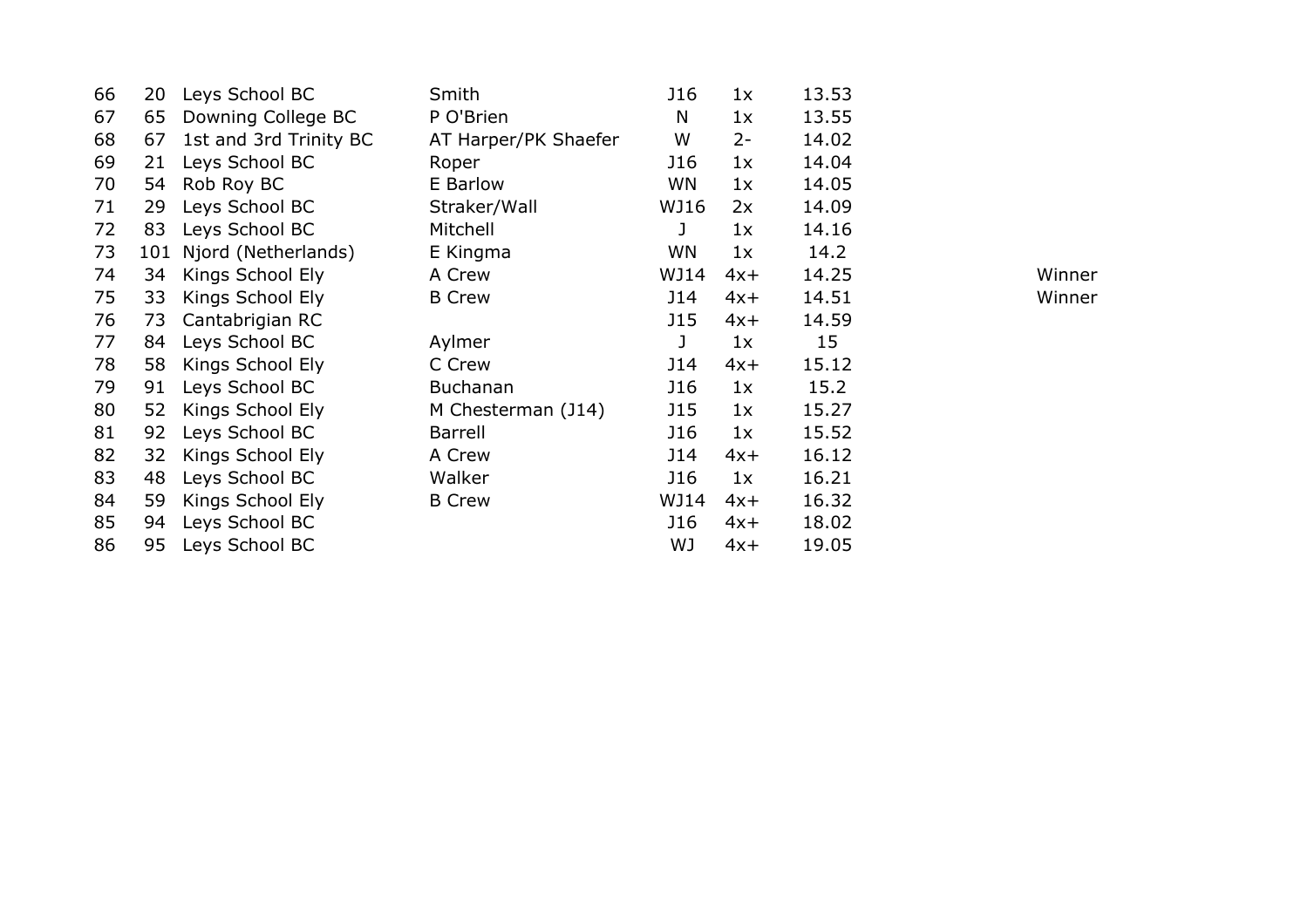| | | | | | | | |
|---|---|---|---|---|---|---|---|
| 66 | 20 | Leys School BC | Smith | J16 | 1x | 13.53 | |
| 67 | 65 | Downing College BC | P O'Brien | N | 1x | 13.55 | |
| 68 | 67 | 1st and 3rd Trinity BC | AT Harper/PK Shaefer | W | 2- | 14.02 | |
| 69 | 21 | Leys School BC | Roper | J16 | 1x | 14.04 | |
| 70 | 54 | Rob Roy BC | E Barlow | WN | 1x | 14.05 | |
| 71 | 29 | Leys School BC | Straker/Wall | WJ16 | 2x | 14.09 | |
| 72 | 83 | Leys School BC | Mitchell | J | 1x | 14.16 | |
| 73 | 101 | Njord (Netherlands) | E Kingma | WN | 1x | 14.2 | |
| 74 | 34 | Kings School Ely | A Crew | WJ14 | 4x+ | 14.25 | Winner |
| 75 | 33 | Kings School Ely | B Crew | J14 | 4x+ | 14.51 | Winner |
| 76 | 73 | Cantabrigian RC | | J15 | 4x+ | 14.59 | |
| 77 | 84 | Leys School BC | Aylmer | J | 1x | 15 | |
| 78 | 58 | Kings School Ely | C Crew | J14 | 4x+ | 15.12 | |
| 79 | 91 | Leys School BC | Buchanan | J16 | 1x | 15.2 | |
| 80 | 52 | Kings School Ely | M Chesterman (J14) | J15 | 1x | 15.27 | |
| 81 | 92 | Leys School BC | Barrell | J16 | 1x | 15.52 | |
| 82 | 32 | Kings School Ely | A Crew | J14 | 4x+ | 16.12 | |
| 83 | 48 | Leys School BC | Walker | J16 | 1x | 16.21 | |
| 84 | 59 | Kings School Ely | B Crew | WJ14 | 4x+ | 16.32 | |
| 85 | 94 | Leys School BC | | J16 | 4x+ | 18.02 | |
| 86 | 95 | Leys School BC | | WJ | 4x+ | 19.05 | |